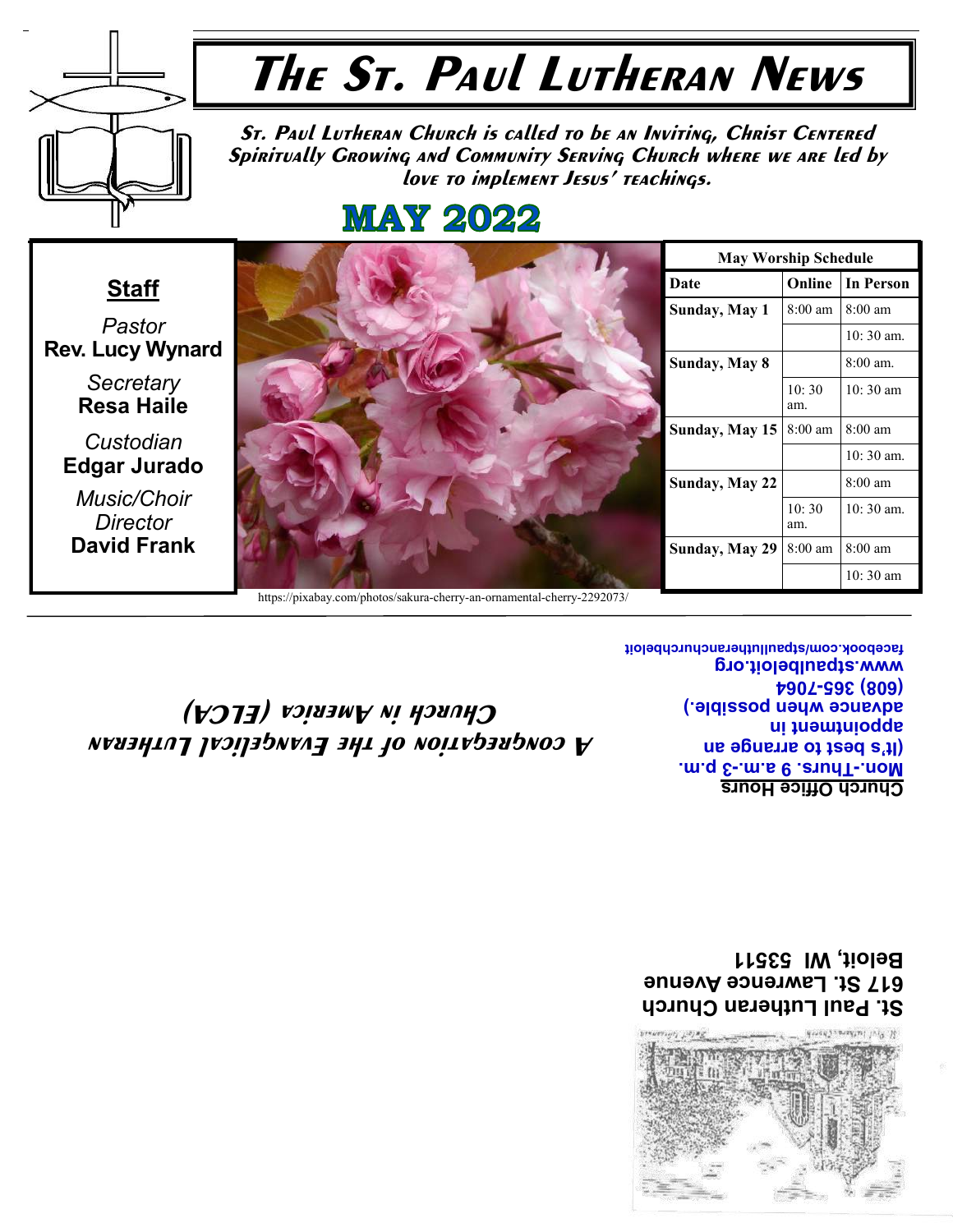# The St. Paul Lutheran News

**St. Paul Lutheran Church is called to be an Inviting, Christ Centered Spiritually Growing and Community Serving Church where we are led by love to implement Jesus' teachings.**

## MAY 2022

### Staff

*Pastor*
**Rev. Lucy Wynard**

*Secretary*
**Resa Haile**

*Custodian*
**Edgar Jurado**

*Music/Choir Director*
**David Frank**

https://pixabay.com/photos/sakura-cherry-an-ornamental-cherry-2292073/

**May Worship Schedule**

| Date | Online | In Person |
|---|---|---|
| Sunday, May 1 | 8:00 am | 8:00 am |
| | | 10: 30 am. |
| Sunday, May 8 | | 8:00 am. |
| | 10: 30 am. | 10: 30 am |
| Sunday, May 15 | 8:00 am | 8:00 am |
| | | 10: 30 am. |
| Sunday, May 22 | | 8:00 am |
| | 10: 30 am. | 10: 30 am. |
| Sunday, May 29 | 8:00 am | 8:00 am |
| | | 10: 30 am |

*A congregation of the Evangelical Lutheran Church in America (ELCA)*

**Church Office Hours**
**Mon.-Thurs. 9 a.m.-3 p.m.**
**(It's best to arrange an appointment in advance when possible.)**
**(608) 365-7064**
**www.stpaulbeloit.org**
**facebook.com/stpaullutheranchurchbeloit**

**St. Paul Lutheran Church**
**617 St. Lawrence Avenue**
**Beloit, WI 53511**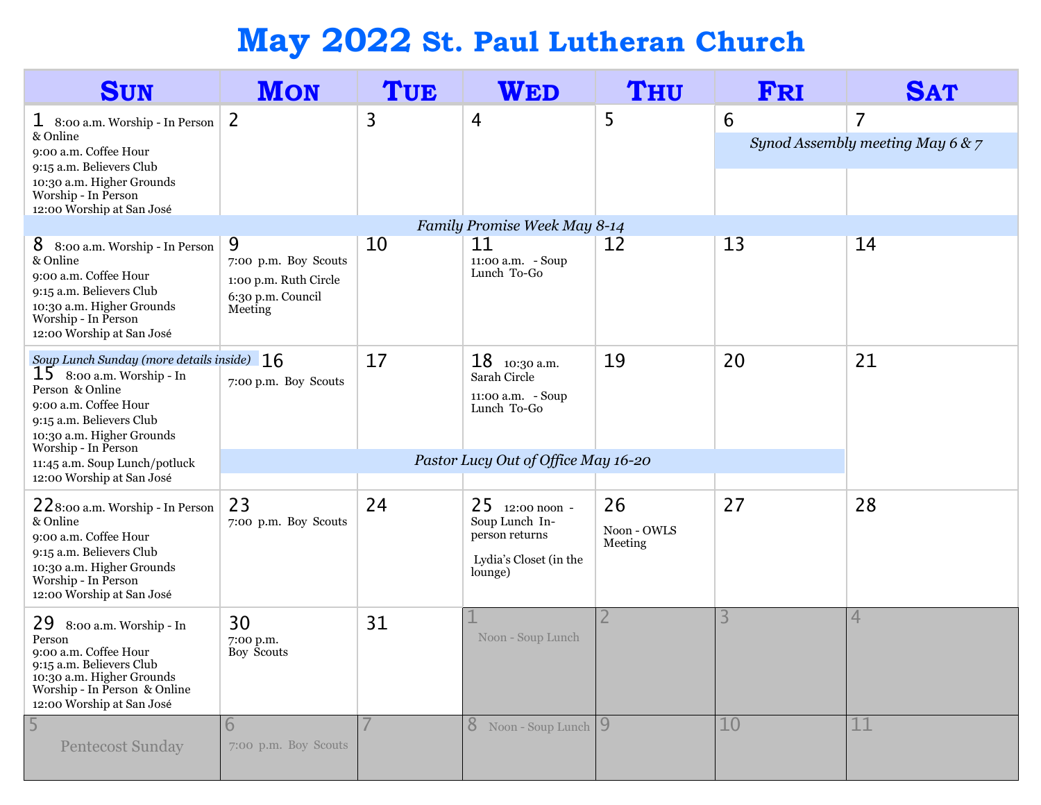# May 2022 St. Paul Lutheran Church

| Sun | Mon | Tue | Wed | Thu | Fri | Sat |
|---|---|---|---|---|---|---|
| 1 8:00 a.m. Worship - In Person & Online<br>9:00 a.m. Coffee Hour<br>9:15 a.m. Believers Club<br>10:30 a.m. Higher Grounds Worship - In Person<br>12:00 Worship at San José | 2 | 3 | 4 | 5 | 6<br>*Synod Assembly meeting May 6 & 7* | 7 |
| *Family Promise Week May 8-14* | | | | | | |
| 8 8:00 a.m. Worship - In Person & Online<br>9:00 a.m. Coffee Hour<br>9:15 a.m. Believers Club<br>10:30 a.m. Higher Grounds Worship - In Person<br>12:00 Worship at San José | 9<br>7:00 p.m. Boy Scouts<br>1:00 p.m. Ruth Circle<br>6:30 p.m. Council Meeting | 10 | 11<br>11:00 a.m. - Soup Lunch To-Go | 12 | 13 | 14 |
| *Soup Lunch Sunday (more details inside)*<br>15 8:00 a.m. Worship - In Person & Online<br>9:00 a.m. Coffee Hour<br>9:15 a.m. Believers Club<br>10:30 a.m. Higher Grounds Worship - In Person<br>11:45 a.m. Soup Lunch/potluck<br>12:00 Worship at San José | 16<br>7:00 p.m. Boy Scouts<br>*Pastor Lucy Out of Office May 16-20* | 17 | 18 10:30 a.m. Sarah Circle<br>11:00 a.m. - Soup Lunch To-Go | 19 | 20 | 21 |
| 22 8:00 a.m. Worship - In Person & Online<br>9:00 a.m. Coffee Hour<br>9:15 a.m. Believers Club<br>10:30 a.m. Higher Grounds Worship - In Person<br>12:00 Worship at San José | 23<br>7:00 p.m. Boy Scouts | 24 | 25 12:00 noon - Soup Lunch In-person returns<br>Lydia's Closet (in the lounge) | 26<br>Noon - OWLS Meeting | 27 | 28 |
| 29 8:00 a.m. Worship - In Person<br>9:00 a.m. Coffee Hour<br>9:15 a.m. Believers Club<br>10:30 a.m. Higher Grounds Worship - In Person & Online<br>12:00 Worship at San José | 30<br>7:00 p.m. Boy Scouts | 31 | 1<br>Noon - Soup Lunch | 2 | 3 | 4 |
| 5<br>Pentecost Sunday | 6<br>7:00 p.m. Boy Scouts | 7 | 8 Noon - Soup Lunch | 9 | 10 | 11 |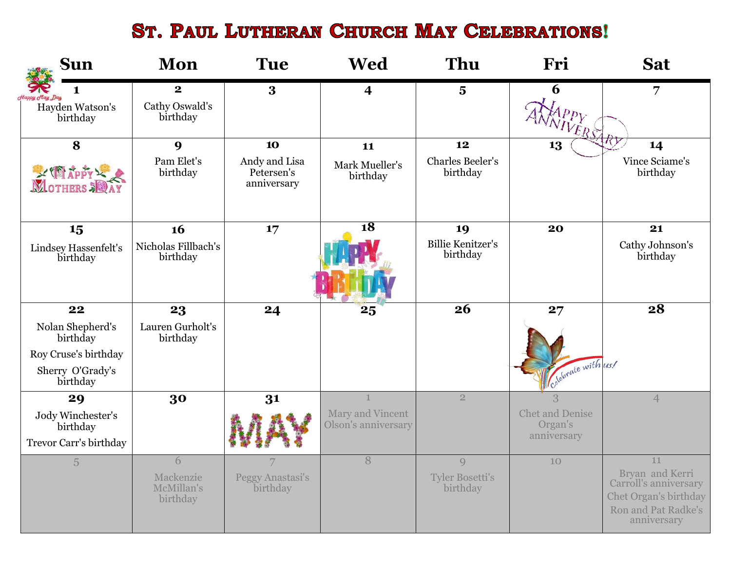# St. Paul Lutheran Church May Celebrations!

| Sun | Mon | Tue | Wed | Thu | Fri | Sat |
|---|---|---|---|---|---|---|
| **1** Hayden Watson's birthday | **2** Cathy Oswald's birthday | **3** | **4** | **5** | **6** | **7** |
| **8** | **9** Pam Elet's birthday | **10** Andy and Lisa Petersen's anniversary | **11** Mark Mueller's birthday | **12** Charles Beeler's birthday | **13** | **14** Vince Sciame's birthday |
| **15** Lindsey Hassenfelt's birthday | **16** Nicholas Fillbach's birthday | **17** | **18** | **19** Billie Kenitzer's birthday | **20** | **21** Cathy Johnson's birthday |
| **22** Nolan Shepherd's birthday; Roy Cruse's birthday; Sherry O'Grady's birthday | **23** Lauren Gurholt's birthday | **24** | **25** | **26** | **27** | **28** |
| **29** Jody Winchester's birthday; Trevor Carr's birthday | **30** | **31** | 1 Mary and Vincent Olson's anniversary | 2 | 3 Chet and Denise Organ's anniversary | 4 |
| 5 | 6 Mackenzie McMillan's birthday | 7 Peggy Anastasi's birthday | 8 | 9 Tyler Bosetti's birthday | 10 | 11 Bryan and Kerri Carroll's anniversary; Chet Organ's birthday; Ron and Pat Radke's anniversary |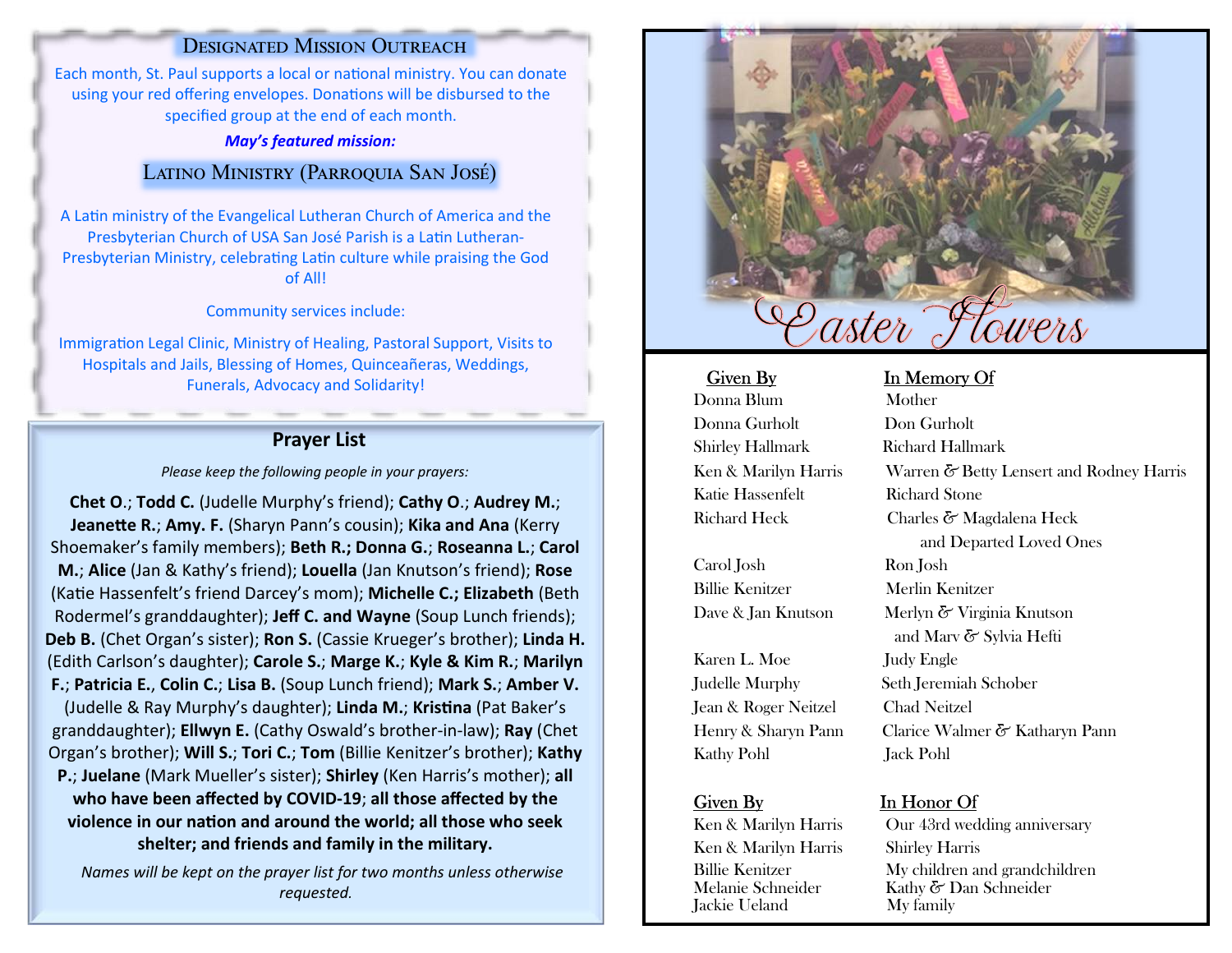## Designated Mission Outreach

Each month, St. Paul supports a local or national ministry. You can donate using your red offering envelopes. Donations will be disbursed to the specified group at the end of each month.

***May's featured mission:***

### Latino Ministry (Parroquia San José)

A Latin ministry of the Evangelical Lutheran Church of America and the Presbyterian Church of USA San José Parish is a Latin Lutheran-Presbyterian Ministry, celebrating Latin culture while praising the God of All!

Community services include:

Immigration Legal Clinic, Ministry of Healing, Pastoral Support, Visits to Hospitals and Jails, Blessing of Homes, Quinceañeras, Weddings, Funerals, Advocacy and Solidarity!

## Prayer List

*Please keep the following people in your prayers:*

**Chet O**.; **Todd C.** (Judelle Murphy's friend); **Cathy O**.; **Audrey M.**; **Jeanette R.; Amy. F.** (Sharyn Pann's cousin); **Kika and Ana** (Kerry Shoemaker's family members); **Beth R.; Donna G.**; **Roseanna L.**; **Carol M.**; **Alice** (Jan & Kathy's friend); **Louella** (Jan Knutson's friend); **Rose** (Katie Hassenfelt's friend Darcey's mom); **Michelle C.; Elizabeth** (Beth Rodermel's granddaughter); **Jeff C. and Wayne** (Soup Lunch friends); **Deb B.** (Chet Organ's sister); **Ron S.** (Cassie Krueger's brother); **Linda H.** (Edith Carlson's daughter); **Carole S.**; **Marge K.**; **Kyle & Kim R.**; **Marilyn F.**; **Patricia E.**, **Colin C.**; **Lisa B.** (Soup Lunch friend); **Mark S.**; **Amber V.** (Judelle & Ray Murphy's daughter); **Linda M.**; **Kristina** (Pat Baker's granddaughter); **Ellwyn E.** (Cathy Oswald's brother-in-law); **Ray** (Chet Organ's brother); **Will S.**; **Tori C.**; **Tom** (Billie Kenitzer's brother); **Kathy P.**; **Juelane** (Mark Mueller's sister); **Shirley** (Ken Harris's mother); **all who have been affected by COVID-19**; **all those affected by the violence in our nation and around the world; all those who seek shelter; and friends and family in the military.**

*Names will be kept on the prayer list for two months unless otherwise requested.*

## Easter Flowers

| Given By | In Memory Of |
|---|---|
| Donna Blum | Mother |
| Donna Gurholt | Don Gurholt |
| Shirley Hallmark | Richard Hallmark |
| Ken & Marilyn Harris | Warren & Betty Lensert and Rodney Harris |
| Katie Hassenfelt | Richard Stone |
| Richard Heck | Charles & Magdalena Heck and Departed Loved Ones |
| Carol Josh | Ron Josh |
| Billie Kenitzer | Merlin Kenitzer |
| Dave & Jan Knutson | Merlyn & Virginia Knutson and Marv & Sylvia Hefti |
| Karen L. Moe | Judy Engle |
| Judelle Murphy | Seth Jeremiah Schober |
| Jean & Roger Neitzel | Chad Neitzel |
| Henry & Sharyn Pann | Clarice Walmer & Katharyn Pann |
| Kathy Pohl | Jack Pohl |

| Given By | In Honor Of |
|---|---|
| Ken & Marilyn Harris | Our 43rd wedding anniversary |
| Ken & Marilyn Harris | Shirley Harris |
| Billie Kenitzer | My children and grandchildren |
| Melanie Schneider | Kathy & Dan Schneider |
| Jackie Ueland | My family |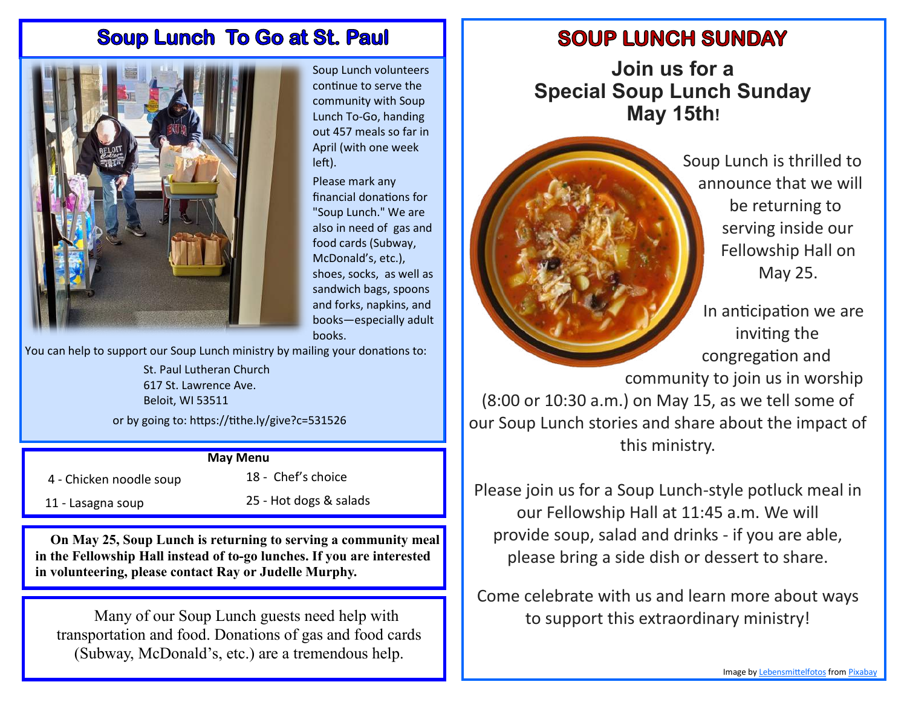# Soup Lunch To Go at St. Paul

Soup Lunch volunteers continue to serve the community with Soup Lunch To-Go, handing out 457 meals so far in April (with one week left).

Please mark any financial donations for "Soup Lunch." We are also in need of gas and food cards (Subway, McDonald's, etc.), shoes, socks, as well as sandwich bags, spoons and forks, napkins, and books—especially adult books.

You can help to support our Soup Lunch ministry by mailing your donations to:

St. Paul Lutheran Church
617 St. Lawrence Ave.
Beloit, WI 53511

or by going to: https://tithe.ly/give?c=531526

**May Menu**

| | |
|---|---|
| 4 - Chicken noodle soup | 18 - Chef's choice |
| 11 - Lasagna soup | 25 - Hot dogs & salads |

**On May 25, Soup Lunch is returning to serving a community meal in the Fellowship Hall instead of to-go lunches. If you are interested in volunteering, please contact Ray or Judelle Murphy.**

Many of our Soup Lunch guests need help with transportation and food. Donations of gas and food cards (Subway, McDonald's, etc.) are a tremendous help.

# SOUP LUNCH SUNDAY

## Join us for a Special Soup Lunch Sunday May 15th!

Soup Lunch is thrilled to announce that we will be returning to serving inside our Fellowship Hall on May 25.

In anticipation we are inviting the congregation and community to join us in worship (8:00 or 10:30 a.m.) on May 15, as we tell some of our Soup Lunch stories and share about the impact of this ministry.

Please join us for a Soup Lunch-style potluck meal in our Fellowship Hall at 11:45 a.m. We will provide soup, salad and drinks - if you are able, please bring a side dish or dessert to share.

Come celebrate with us and learn more about ways to support this extraordinary ministry!

Image by Lebensmittelfotos from Pixabay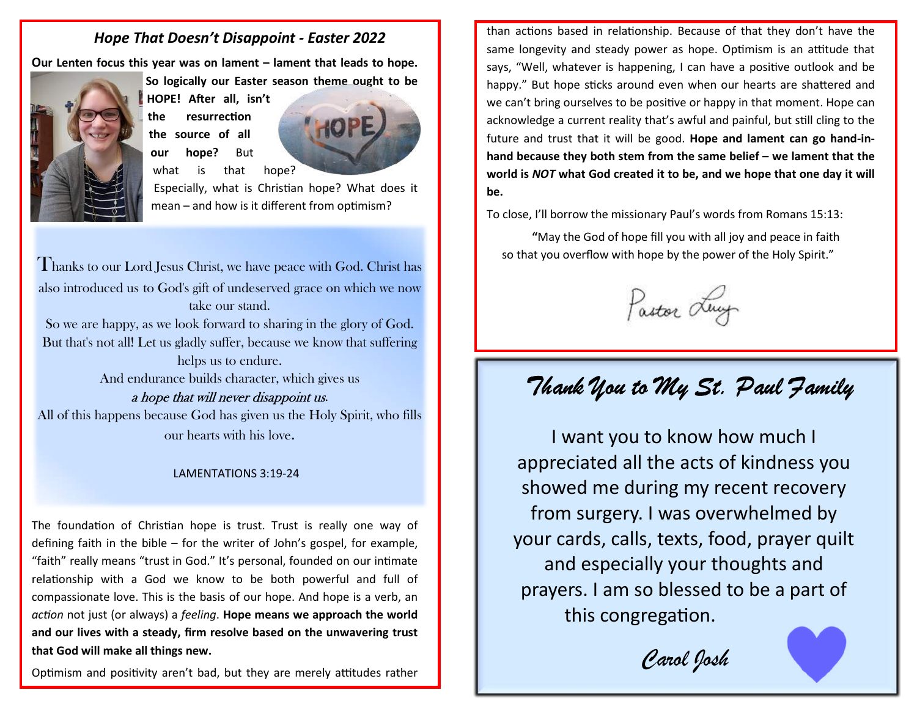## *Hope That Doesn't Disappoint - Easter 2022*

**Our Lenten focus this year was on lament – lament that leads to hope. So logically our Easter season theme ought to be HOPE! After all, isn't the resurrection the source of all our hope?** But what is that hope? Especially, what is Christian hope? What does it mean – and how is it different from optimism?

Thanks to our Lord Jesus Christ, we have peace with God. Christ has also introduced us to God's gift of undeserved grace on which we now take our stand.
So we are happy, as we look forward to sharing in the glory of God.
But that's not all! Let us gladly suffer, because we know that suffering helps us to endure.
And endurance builds character, which gives us
*a hope that will never disappoint us.*
All of this happens because God has given us the Holy Spirit, who fills our hearts with his love.

LAMENTATIONS 3:19-24

The foundation of Christian hope is trust. Trust is really one way of defining faith in the bible – for the writer of John's gospel, for example, "faith" really means "trust in God." It's personal, founded on our intimate relationship with a God we know to be both powerful and full of compassionate love. This is the basis of our hope. And hope is a verb, an *action* not just (or always) a *feeling*. **Hope means we approach the world and our lives with a steady, firm resolve based on the unwavering trust that God will make all things new.**

Optimism and positivity aren't bad, but they are merely attitudes rather than actions based in relationship. Because of that they don't have the same longevity and steady power as hope. Optimism is an attitude that says, "Well, whatever is happening, I can have a positive outlook and be happy." But hope sticks around even when our hearts are shattered and we can't bring ourselves to be positive or happy in that moment. Hope can acknowledge a current reality that's awful and painful, but still cling to the future and trust that it will be good. **Hope and lament can go hand-in-hand because they both stem from the same belief – we lament that the world is *NOT* what God created it to be, and we hope that one day it will be.**

To close, I'll borrow the missionary Paul's words from Romans 15:13:

**"**May the God of hope fill you with all joy and peace in faith so that you overflow with hope by the power of the Holy Spirit."

Pastor Lucy

## *Thank You to My St. Paul Family*

I want you to know how much I appreciated all the acts of kindness you showed me during my recent recovery from surgery. I was overwhelmed by your cards, calls, texts, food, prayer quilt and especially your thoughts and prayers. I am so blessed to be a part of this congregation.

*Carol Josh*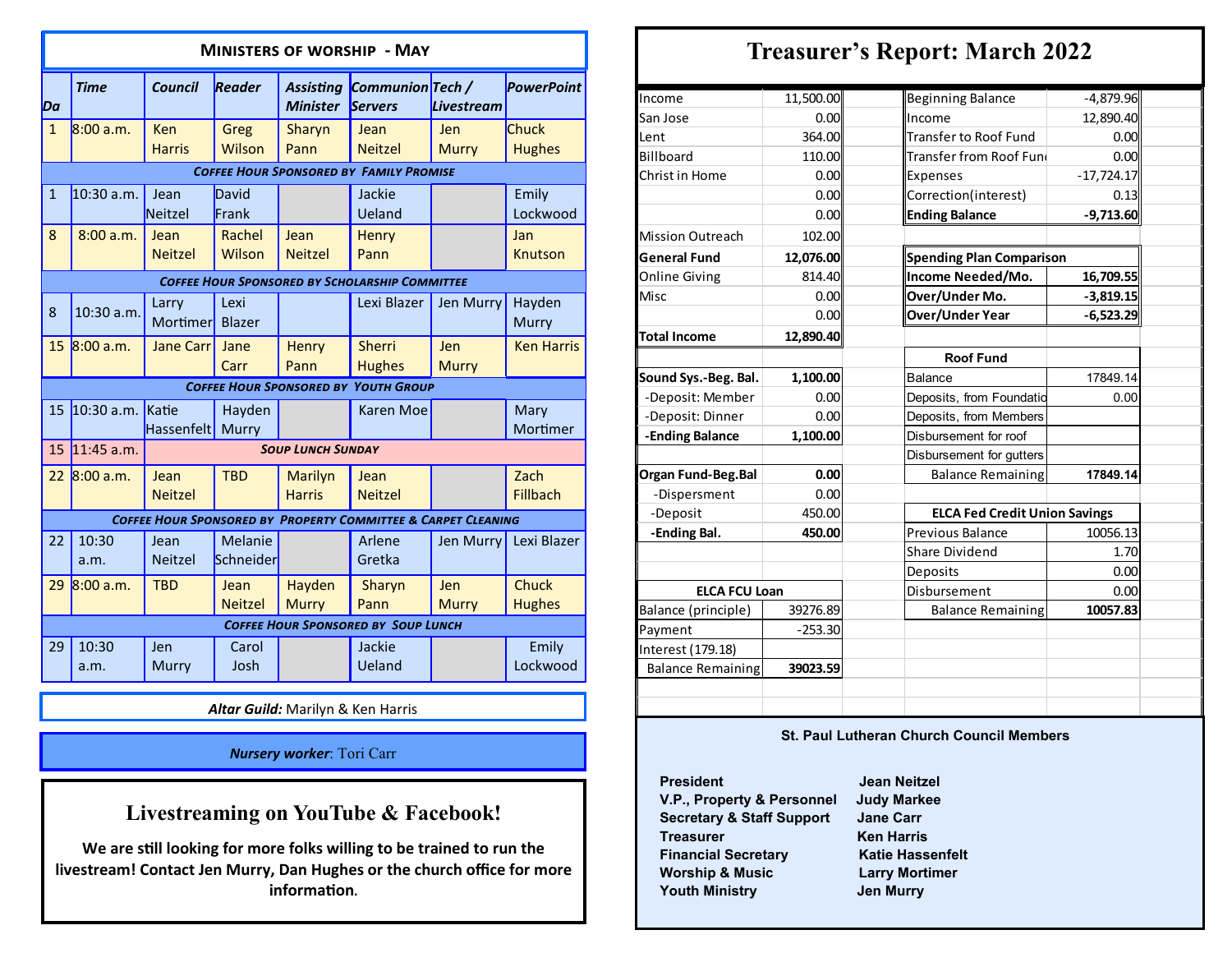## Ministers of worship - May

| Da | Time | Council | Reader | Assisting Minister | Communion Servers | Tech / Livestream | PowerPoint |
|---|---|---|---|---|---|---|---|
| 1 | 8:00 a.m. | Ken Harris | Greg Wilson | Sharyn Pann | Jean Neitzel | Jen Murry | Chuck Hughes |
| ***Coffee Hour Sponsored by Family Promise*** | | | | | | | |
| 1 | 10:30 a.m. | Jean Neitzel | David Frank | | Jackie Ueland | | Emily Lockwood |
| 8 | 8:00 a.m. | Jean Neitzel | Rachel Wilson | Jean Neitzel | Henry Pann | | Jan Knutson |
| ***Coffee Hour Sponsored by Scholarship Committee*** | | | | | | | |
| 8 | 10:30 a.m. | Larry Mortimer | Lexi Blazer | | Lexi Blazer | Jen Murry | Hayden Murry |
| 15 | 8:00 a.m. | Jane Carr | Jane Carr | Henry Pann | Sherri Hughes | Jen Murry | Ken Harris |
| ***Coffee Hour Sponsored by Youth Group*** | | | | | | | |
| 15 | 10:30 a.m. | Katie Hassenfelt | Hayden Murry | | Karen Moe | | Mary Mortimer |
| 15 | 11:45 a.m. | ***Soup Lunch Sunday*** | | | | | |
| 22 | 8:00 a.m. | Jean Neitzel | TBD | Marilyn Harris | Jean Neitzel | | Zach Fillbach |
| ***Coffee Hour Sponsored by Property Committee & Carpet Cleaning*** | | | | | | | |
| 22 | 10:30 a.m. | Jean Neitzel | Melanie Schneider | | Arlene Gretka | Jen Murry | Lexi Blazer |
| 29 | 8:00 a.m. | TBD | Jean Neitzel | Hayden Murry | Sharyn Pann | Jen Murry | Chuck Hughes |
| ***Coffee Hour Sponsored by Soup Lunch*** | | | | | | | |
| 29 | 10:30 a.m. | Jen Murry | Carol Josh | | Jackie Ueland | | Emily Lockwood |

***Altar Guild:*** Marilyn & Ken Harris

***Nursery worker***: Tori Carr

## Livestreaming on YouTube & Facebook!

**We are still looking for more folks willing to be trained to run the livestream! Contact Jen Murry, Dan Hughes or the church office for more information.**

# Treasurer's Report: March 2022

| | |
|---|---|
| Income | 11,500.00 |
| San Jose | 0.00 |
| Lent | 364.00 |
| Billboard | 110.00 |
| Christ in Home | 0.00 |
| | 0.00 |
| | 0.00 |
| Mission Outreach | 102.00 |
| **General Fund** | **12,076.00** |
| Online Giving | 814.40 |
| Misc | 0.00 |
| | 0.00 |
| **Total Income** | **12,890.40** |

| | |
|---|---|
| **Sound Sys.-Beg. Bal.** | **1,100.00** |
| -Deposit: Member | 0.00 |
| -Deposit: Dinner | 0.00 |
| **-Ending Balance** | **1,100.00** |

| | |
|---|---|
| **Organ Fund-Beg.Bal** | **0.00** |
| -Dispersment | 0.00 |
| -Deposit | 450.00 |
| **-Ending Bal.** | **450.00** |

| ELCA FCU Loan | |
|---|---|
| Balance (principle) | 39276.89 |
| Payment | -253.30 |
| Interest (179.18) | |
| Balance Remaining | **39023.59** |

| | |
|---|---|
| Beginning Balance | -4,879.96 |
| Income | 12,890.40 |
| Transfer to Roof Fund | 0.00 |
| Transfer from Roof Fund | 0.00 |
| Expenses | -17,724.17 |
| Correction(interest) | 0.13 |
| **Ending Balance** | **-9,713.60** |

| **Spending Plan Comparison** | |
|---|---|
| **Income Needed/Mo.** | **16,709.55** |
| **Over/Under Mo.** | **-3,819.15** |
| **Over/Under Year** | **-6,523.29** |

| Roof Fund | |
|---|---|
| Balance | 17849.14 |
| Deposits, from Foundation | 0.00 |
| Deposits, from Members | |
| Disbursement for roof | |
| Disbursement for gutters | |
| Balance Remaining | **17849.14** |

| ELCA Fed Credit Union Savings | |
|---|---|
| Previous Balance | 10056.13 |
| Share Dividend | 1.70 |
| Deposits | 0.00 |
| Disbursement | 0.00 |
| Balance Remaining | **10057.83** |

### St. Paul Lutheran Church Council Members

| | |
|---|---|
| **President** | **Jean Neitzel** |
| **V.P., Property & Personnel** | **Judy Markee** |
| **Secretary & Staff Support** | **Jane Carr** |
| **Treasurer** | **Ken Harris** |
| **Financial Secretary** | **Katie Hassenfelt** |
| **Worship & Music** | **Larry Mortimer** |
| **Youth Ministry** | **Jen Murry** |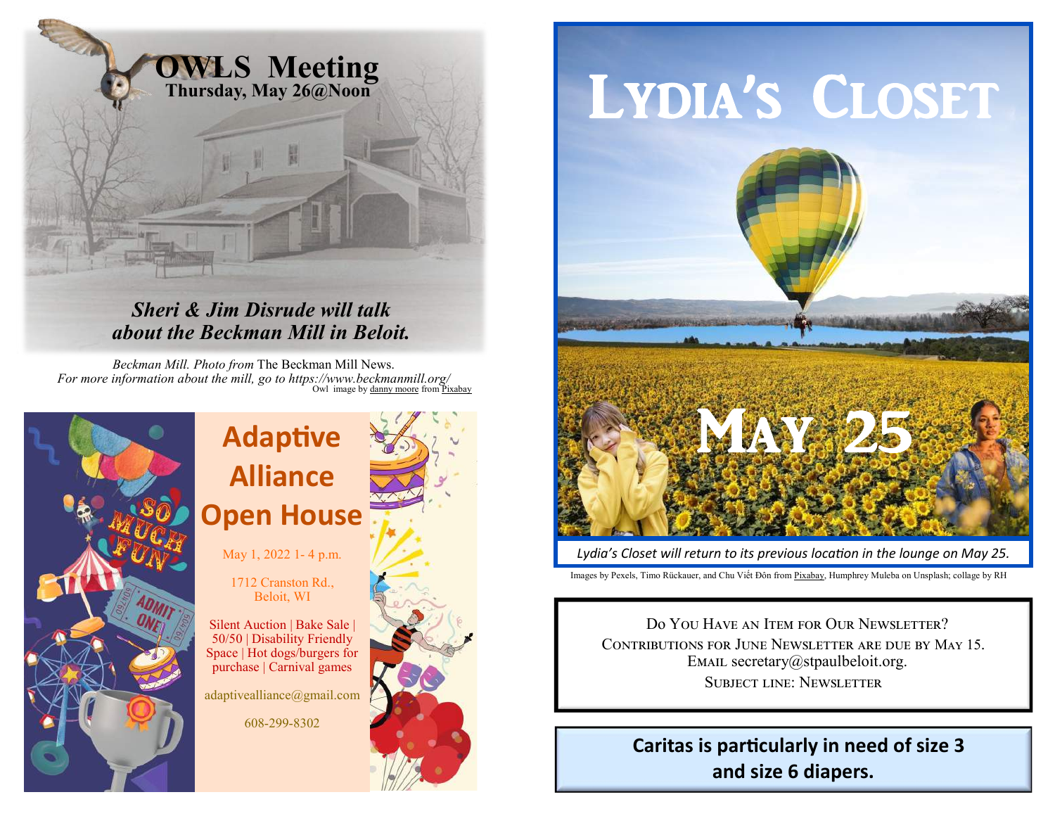## OWLS Meeting

**Thursday, May 26@Noon**

***Sheri & Jim Disrude will talk about the Beckman Mill in Beloit.***

*Beckman Mill. Photo from* The Beckman Mill News.
*For more information about the mill, go to https://www.beckmanmill.org/*
Owl image by danny moore from Pixabay

## Adaptive Alliance Open House

May 1, 2022 1- 4 p.m.

1712 Cranston Rd., Beloit, WI

Silent Auction | Bake Sale | 50/50 | Disability Friendly Space | Hot dogs/burgers for purchase | Carnival games

adaptivealliance@gmail.com

608-299-8302

## Lydia's Closet

## May 25

*Lydia's Closet will return to its previous location in the lounge on May 25.*

Images by Pexels, Timo Rückauer, and Chu Viết Đôn from Pixabay, Humphrey Muleba on Unsplash; collage by RH

Do You Have an Item for Our Newsletter?
Contributions for June Newsletter are due by May 15.
Email secretary@stpaulbeloit.org.
Subject line: Newsletter

**Caritas is particularly in need of size 3 and size 6 diapers.**